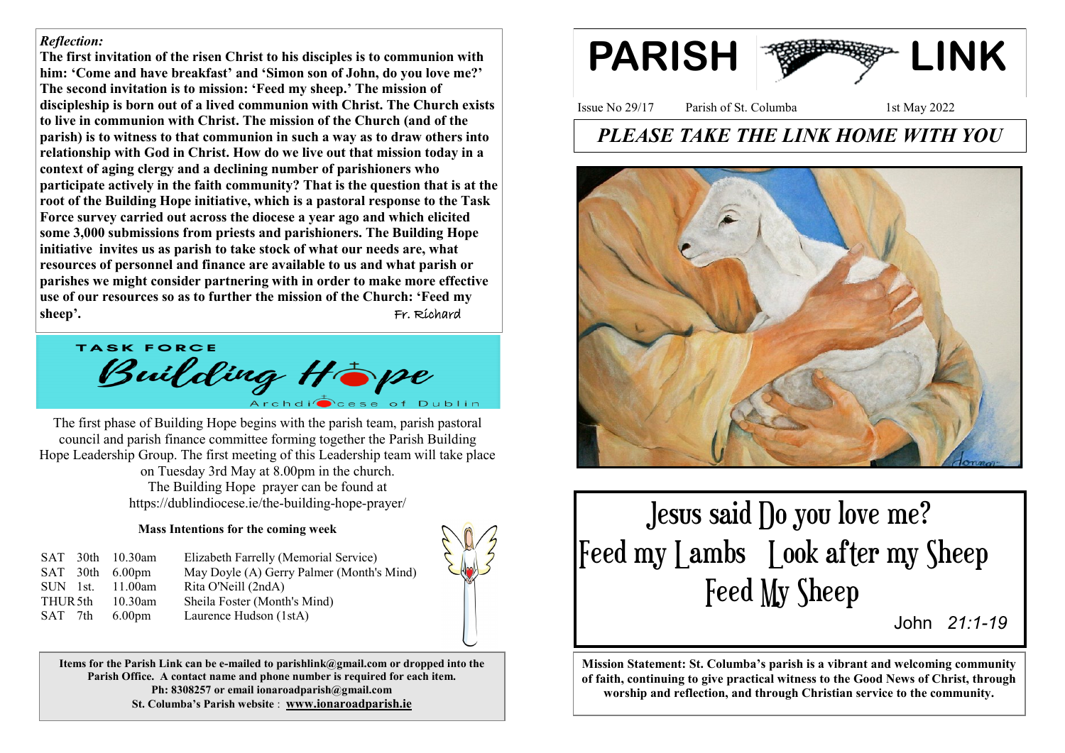# PARISH LINK

Issue No 29/17 Parish of St. Columba 1st May 2022

## *PLEASE TAKE THE LINK HOME WITH YOU*

## Jesus said Do you love me?
## Feed my Lambs Look after my Sheep
## Feed My Sheep

John *21:1-19*

**Mission Statement: St. Columba's parish is a vibrant and welcoming community of faith, continuing to give practical witness to the Good News of Christ, through worship and reflection, and through Christian service to the community.**

*Reflection:*

**The first invitation of the risen Christ to his disciples is to communion with him: 'Come and have breakfast' and 'Simon son of John, do you love me?' The second invitation is to mission: 'Feed my sheep.' The mission of discipleship is born out of a lived communion with Christ. The Church exists to live in communion with Christ. The mission of the Church (and of the parish) is to witness to that communion in such a way as to draw others into relationship with God in Christ. How do we live out that mission today in a context of aging clergy and a declining number of parishioners who participate actively in the faith community? That is the question that is at the root of the Building Hope initiative, which is a pastoral response to the Task Force survey carried out across the diocese a year ago and which elicited some 3,000 submissions from priests and parishioners. The Building Hope initiative invites us as parish to take stock of what our needs are, what resources of personnel and finance are available to us and what parish or parishes we might consider partnering with in order to make more effective use of our resources so as to further the mission of the Church: 'Feed my sheep'.**

Fr. Richard

TASK FORCE
Building Hope
Archdiocese of Dublin

The first phase of Building Hope begins with the parish team, parish pastoral council and parish finance committee forming together the Parish Building Hope Leadership Group. The first meeting of this Leadership team will take place on Tuesday 3rd May at 8.00pm in the church.
The Building Hope prayer can be found at
https://dublindiocese.ie/the-building-hope-prayer/

**Mass Intentions for the coming week**

| | | | |
|---|---|---|---|
| SAT | 30th | 10.30am | Elizabeth Farrelly (Memorial Service) |
| SAT | 30th | 6.00pm | May Doyle (A) Gerry Palmer (Month's Mind) |
| SUN | 1st. | 11.00am | Rita O'Neill (2ndA) |
| THUR | 5th | 10.30am | Sheila Foster (Month's Mind) |
| SAT | 7th | 6.00pm | Laurence Hudson (1stA) |

**Items for the Parish Link can be e-mailed to parishlink@gmail.com or dropped into the Parish Office. A contact name and phone number is required for each item.**
**Ph: 8308257 or email ionaroadparish@gmail.com**
**St. Columba's Parish website : www.ionaroadparish.ie**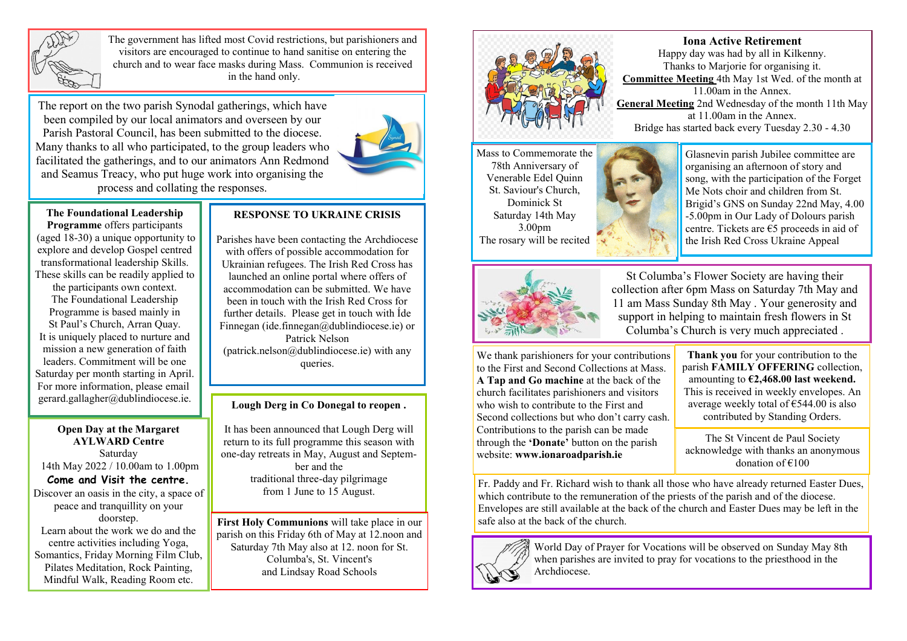The government has lifted most Covid restrictions, but parishioners and visitors are encouraged to continue to hand sanitise on entering the church and to wear face masks during Mass. Communion is received in the hand only.

The report on the two parish Synodal gatherings, which have been compiled by our local animators and overseen by our Parish Pastoral Council, has been submitted to the diocese. Many thanks to all who participated, to the group leaders who facilitated the gatherings, and to our animators Ann Redmond and Seamus Treacy, who put huge work into organising the process and collating the responses.

**The Foundational Leadership Programme** offers participants (aged 18-30) a unique opportunity to explore and develop Gospel centred transformational leadership Skills. These skills can be readily applied to the participants own context. The Foundational Leadership Programme is based mainly in St Paul's Church, Arran Quay. It is uniquely placed to nurture and mission a new generation of faith leaders. Commitment will be one Saturday per month starting in April. For more information, please email gerard.gallagher@dublindiocese.ie.

**Open Day at the Margaret AYLWARD Centre**
Saturday
14th May 2022 / 10.00am to 1.00pm
**Come and Visit the centre.**
Discover an oasis in the city, a space of peace and tranquillity on your doorstep.
Learn about the work we do and the centre activities including Yoga, Somantics, Friday Morning Film Club, Pilates Meditation, Rock Painting, Mindful Walk, Reading Room etc.

**RESPONSE TO UKRAINE CRISIS**

Parishes have been contacting the Archdiocese with offers of possible accommodation for Ukrainian refugees. The Irish Red Cross has launched an online portal where offers of accommodation can be submitted. We have been in touch with the Irish Red Cross for further details. Please get in touch with Íde Finnegan (ide.finnegan@dublindiocese.ie) or Patrick Nelson (patrick.nelson@dublindiocese.ie) with any queries.

**Lough Derg in Co Donegal to reopen .**

It has been announced that Lough Derg will return to its full programme this season with one-day retreats in May, August and September and the traditional three-day pilgrimage from 1 June to 15 August.

**First Holy Communions** will take place in our parish on this Friday 6th of May at 12.noon and Saturday 7th May also at 12. noon for St. Columba's, St. Vincent's and Lindsay Road Schools

**Iona Active Retirement**
Happy day was had by all in Kilkenny.
Thanks to Marjorie for organising it.
**Committee Meeting** 4th May 1st Wed. of the month at 11.00am in the Annex.
**General Meeting** 2nd Wednesday of the month 11th May at 11.00am in the Annex.
Bridge has started back every Tuesday 2.30 - 4.30

Mass to Commemorate the 78th Anniversary of Venerable Edel Quinn
St. Saviour's Church, Dominick St
Saturday 14th May
3.00pm
The rosary will be recited

Glasnevin parish Jubilee committee are organising an afternoon of story and song, with the participation of the Forget Me Nots choir and children from St. Brigid's GNS on Sunday 22nd May, 4.00 -5.00pm in Our Lady of Dolours parish centre. Tickets are €5 proceeds in aid of the Irish Red Cross Ukraine Appeal

St Columba's Flower Society are having their collection after 6pm Mass on Saturday 7th May and 11 am Mass Sunday 8th May . Your generosity and support in helping to maintain fresh flowers in St Columba's Church is very much appreciated .

We thank parishioners for your contributions to the First and Second Collections at Mass. **A Tap and Go machine** at the back of the church facilitates parishioners and visitors who wish to contribute to the First and Second collections but who don't carry cash. Contributions to the parish can be made through the **'Donate'** button on the parish website: **www.ionaroadparish.ie**

**Thank you** for your contribution to the parish **FAMILY OFFERING** collection, amounting to **€2,468.00 last weekend.** This is received in weekly envelopes. An average weekly total of €544.00 is also contributed by Standing Orders.

The St Vincent de Paul Society acknowledge with thanks an anonymous donation of €100

Fr. Paddy and Fr. Richard wish to thank all those who have already returned Easter Dues, which contribute to the remuneration of the priests of the parish and of the diocese. Envelopes are still available at the back of the church and Easter Dues may be left in the safe also at the back of the church.

World Day of Prayer for Vocations will be observed on Sunday May 8th when parishes are invited to pray for vocations to the priesthood in the Archdiocese.